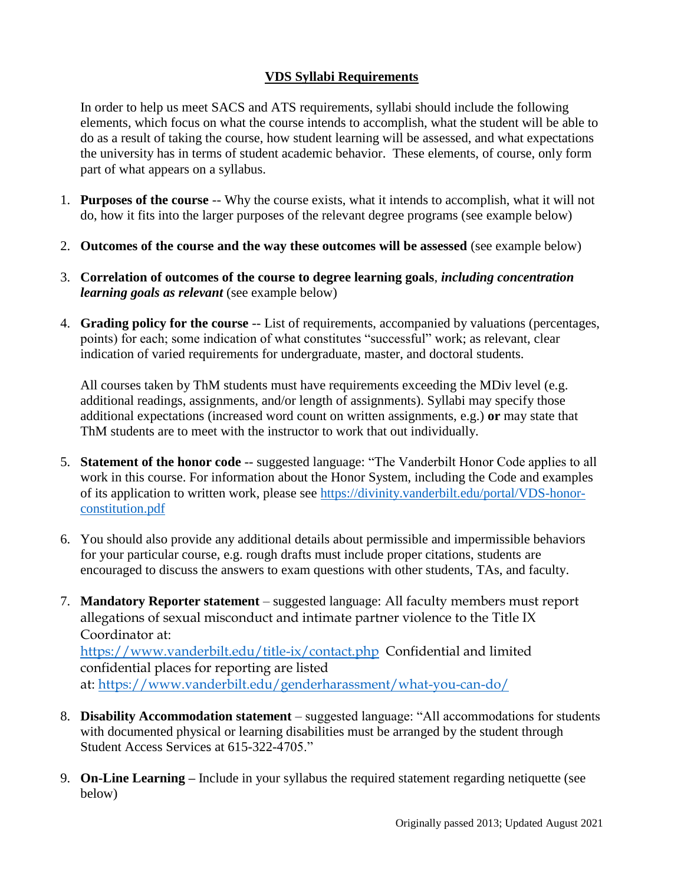# VDS Syllabi Requirements

In order to help us meet SACS and ATS requirements, syllabi should include the following elements, which focus on what the course intends to accomplish, what the student will be able to do as a result of taking the course, how student learning will be assessed, and what expectations the university has in terms of student academic behavior. These elements, of course, only form part of what appears on a syllabus.

1. **Purposes of the course** -- Why the course exists, what it intends to accomplish, what it will not do, how it fits into the larger purposes of the relevant degree programs (see example below)

2. **Outcomes of the course and the way these outcomes will be assessed** (see example below)

3. **Correlation of outcomes of the course to degree learning goals**, ***including concentration learning goals as relevant*** (see example below)

4. **Grading policy for the course** -- List of requirements, accompanied by valuations (percentages, points) for each; some indication of what constitutes "successful" work; as relevant, clear indication of varied requirements for undergraduate, master, and doctoral students.

   All courses taken by ThM students must have requirements exceeding the MDiv level (e.g. additional readings, assignments, and/or length of assignments). Syllabi may specify those additional expectations (increased word count on written assignments, e.g.) **or** may state that ThM students are to meet with the instructor to work that out individually.

5. **Statement of the honor code** -- suggested language: "The Vanderbilt Honor Code applies to all work in this course. For information about the Honor System, including the Code and examples of its application to written work, please see https://divinity.vanderbilt.edu/portal/VDS-honor-constitution.pdf

6. You should also provide any additional details about permissible and impermissible behaviors for your particular course, e.g. rough drafts must include proper citations, students are encouraged to discuss the answers to exam questions with other students, TAs, and faculty.

7. **Mandatory Reporter statement** – suggested language: All faculty members must report allegations of sexual misconduct and intimate partner violence to the Title IX Coordinator at: https://www.vanderbilt.edu/title-ix/contact.php Confidential and limited confidential places for reporting are listed at: https://www.vanderbilt.edu/genderharassment/what-you-can-do/

8. **Disability Accommodation statement** – suggested language: "All accommodations for students with documented physical or learning disabilities must be arranged by the student through Student Access Services at 615-322-4705."

9. **On-Line Learning –** Include in your syllabus the required statement regarding netiquette (see below)

Originally passed 2013; Updated August 2021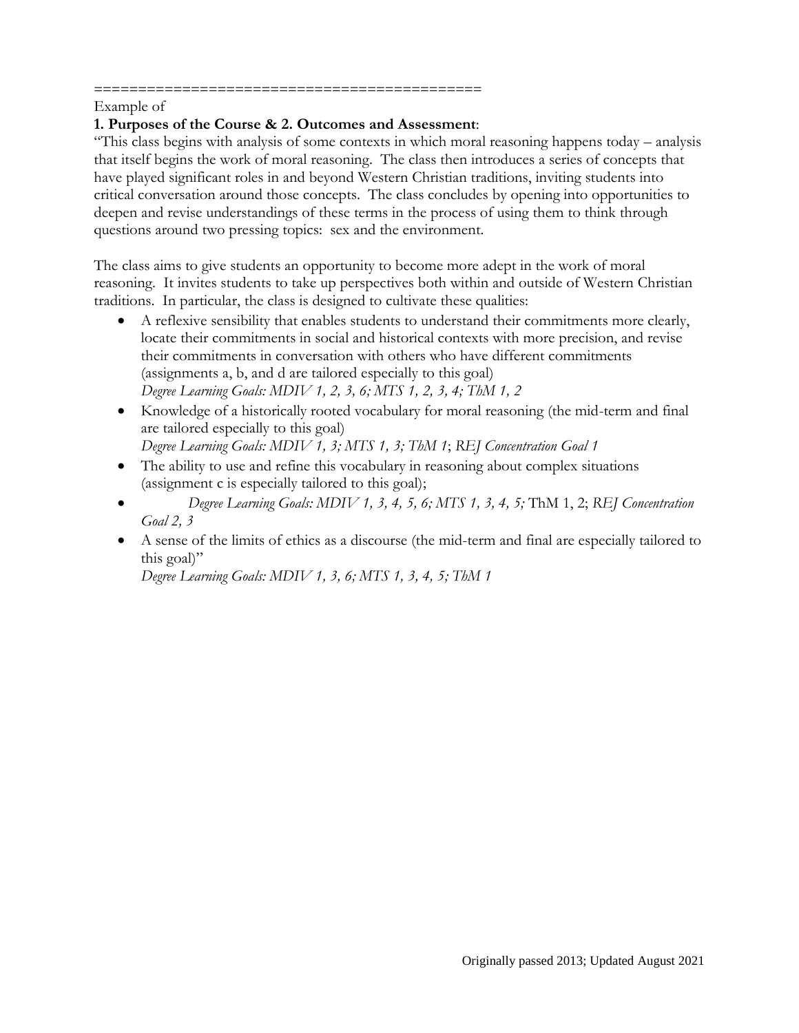===========================================

Example of

**1. Purposes of the Course & 2. Outcomes and Assessment**:

"This class begins with analysis of some contexts in which moral reasoning happens today – analysis that itself begins the work of moral reasoning. The class then introduces a series of concepts that have played significant roles in and beyond Western Christian traditions, inviting students into critical conversation around those concepts. The class concludes by opening into opportunities to deepen and revise understandings of these terms in the process of using them to think through questions around two pressing topics: sex and the environment.

The class aims to give students an opportunity to become more adept in the work of moral reasoning. It invites students to take up perspectives both within and outside of Western Christian traditions. In particular, the class is designed to cultivate these qualities:

- A reflexive sensibility that enables students to understand their commitments more clearly, locate their commitments in social and historical contexts with more precision, and revise their commitments in conversation with others who have different commitments (assignments a, b, and d are tailored especially to this goal)
  *Degree Learning Goals: MDIV 1, 2, 3, 6; MTS 1, 2, 3, 4; ThM 1, 2*
- Knowledge of a historically rooted vocabulary for moral reasoning (the mid-term and final are tailored especially to this goal)
  *Degree Learning Goals: MDIV 1, 3; MTS 1, 3; ThM 1*; *REJ Concentration Goal 1*
- The ability to use and refine this vocabulary in reasoning about complex situations (assignment c is especially tailored to this goal);
- *Degree Learning Goals: MDIV 1, 3, 4, 5, 6; MTS 1, 3, 4, 5;* ThM 1, 2; *REJ Concentration Goal 2, 3*
- A sense of the limits of ethics as a discourse (the mid-term and final are especially tailored to this goal)"
  *Degree Learning Goals: MDIV 1, 3, 6; MTS 1, 3, 4, 5; ThM 1*

Originally passed 2013; Updated August 2021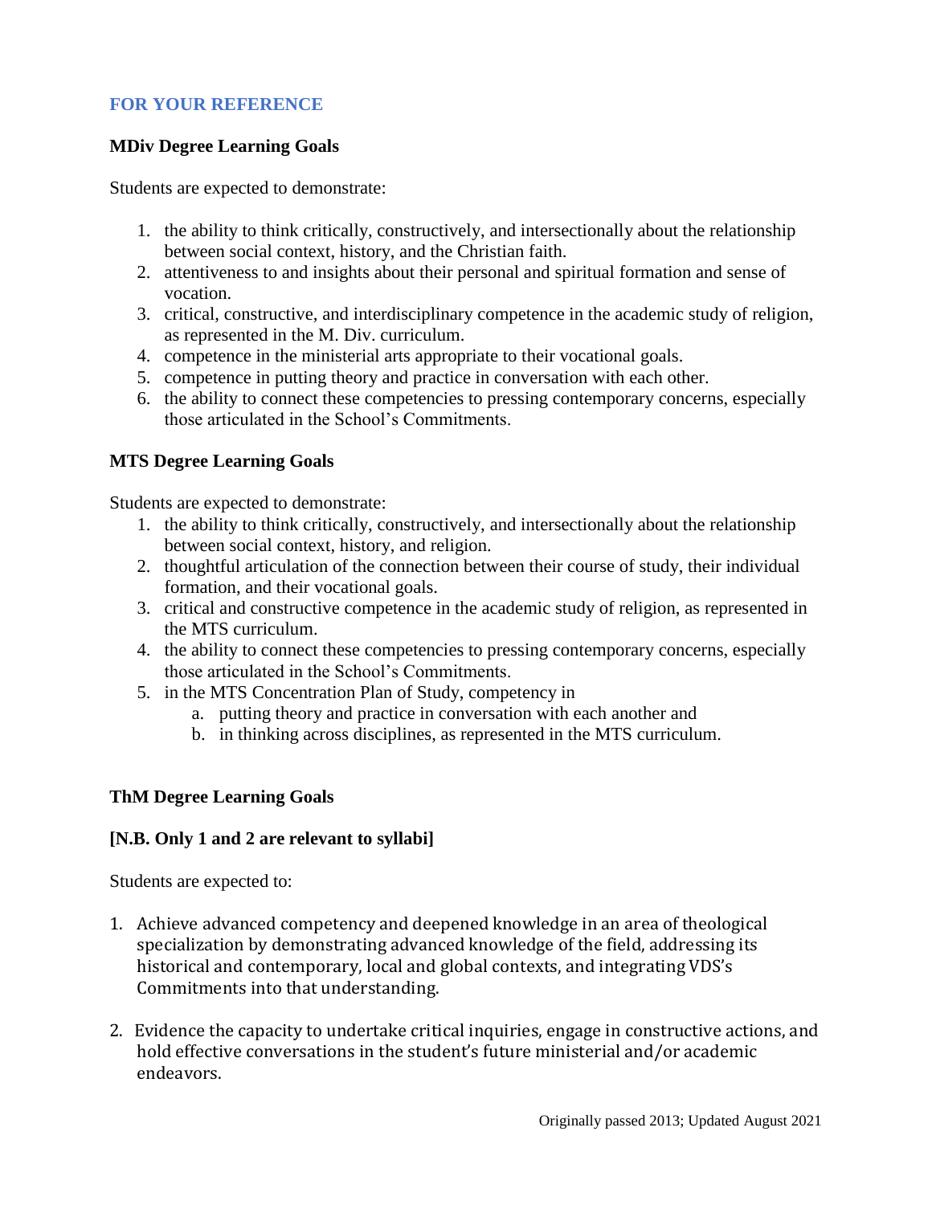## FOR YOUR REFERENCE

### MDiv Degree Learning Goals

Students are expected to demonstrate:

1. the ability to think critically, constructively, and intersectionally about the relationship between social context, history, and the Christian faith.
2. attentiveness to and insights about their personal and spiritual formation and sense of vocation.
3. critical, constructive, and interdisciplinary competence in the academic study of religion, as represented in the M. Div. curriculum.
4. competence in the ministerial arts appropriate to their vocational goals.
5. competence in putting theory and practice in conversation with each other.
6. the ability to connect these competencies to pressing contemporary concerns, especially those articulated in the School's Commitments.

### MTS Degree Learning Goals

Students are expected to demonstrate:

1. the ability to think critically, constructively, and intersectionally about the relationship between social context, history, and religion.
2. thoughtful articulation of the connection between their course of study, their individual formation, and their vocational goals.
3. critical and constructive competence in the academic study of religion, as represented in the MTS curriculum.
4. the ability to connect these competencies to pressing contemporary concerns, especially those articulated in the School's Commitments.
5. in the MTS Concentration Plan of Study, competency in
    a. putting theory and practice in conversation with each another and
    b. in thinking across disciplines, as represented in the MTS curriculum.

### ThM Degree Learning Goals

**[N.B. Only 1 and 2 are relevant to syllabi]**

Students are expected to:

1. Achieve advanced competency and deepened knowledge in an area of theological specialization by demonstrating advanced knowledge of the field, addressing its historical and contemporary, local and global contexts, and integrating VDS's Commitments into that understanding.

2. Evidence the capacity to undertake critical inquiries, engage in constructive actions, and hold effective conversations in the student's future ministerial and/or academic endeavors.

Originally passed 2013; Updated August 2021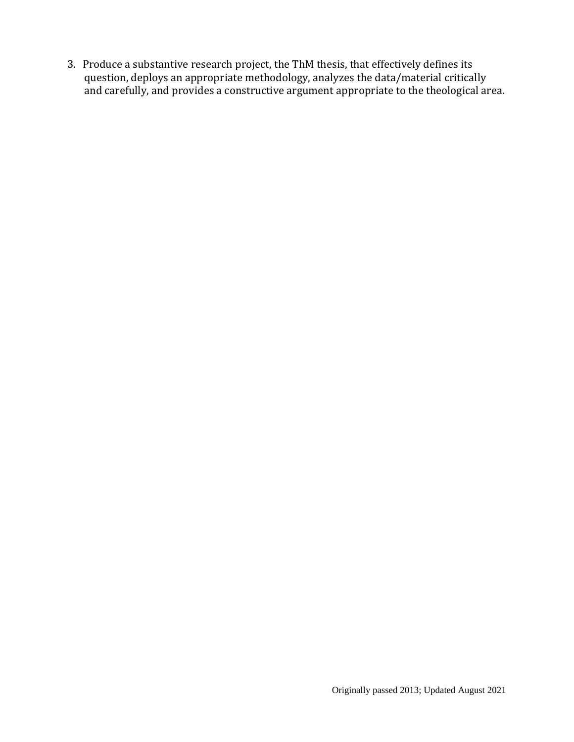3. Produce a substantive research project, the ThM thesis, that effectively defines its question, deploys an appropriate methodology, analyzes the data/material critically and carefully, and provides a constructive argument appropriate to the theological area.

Originally passed 2013; Updated August 2021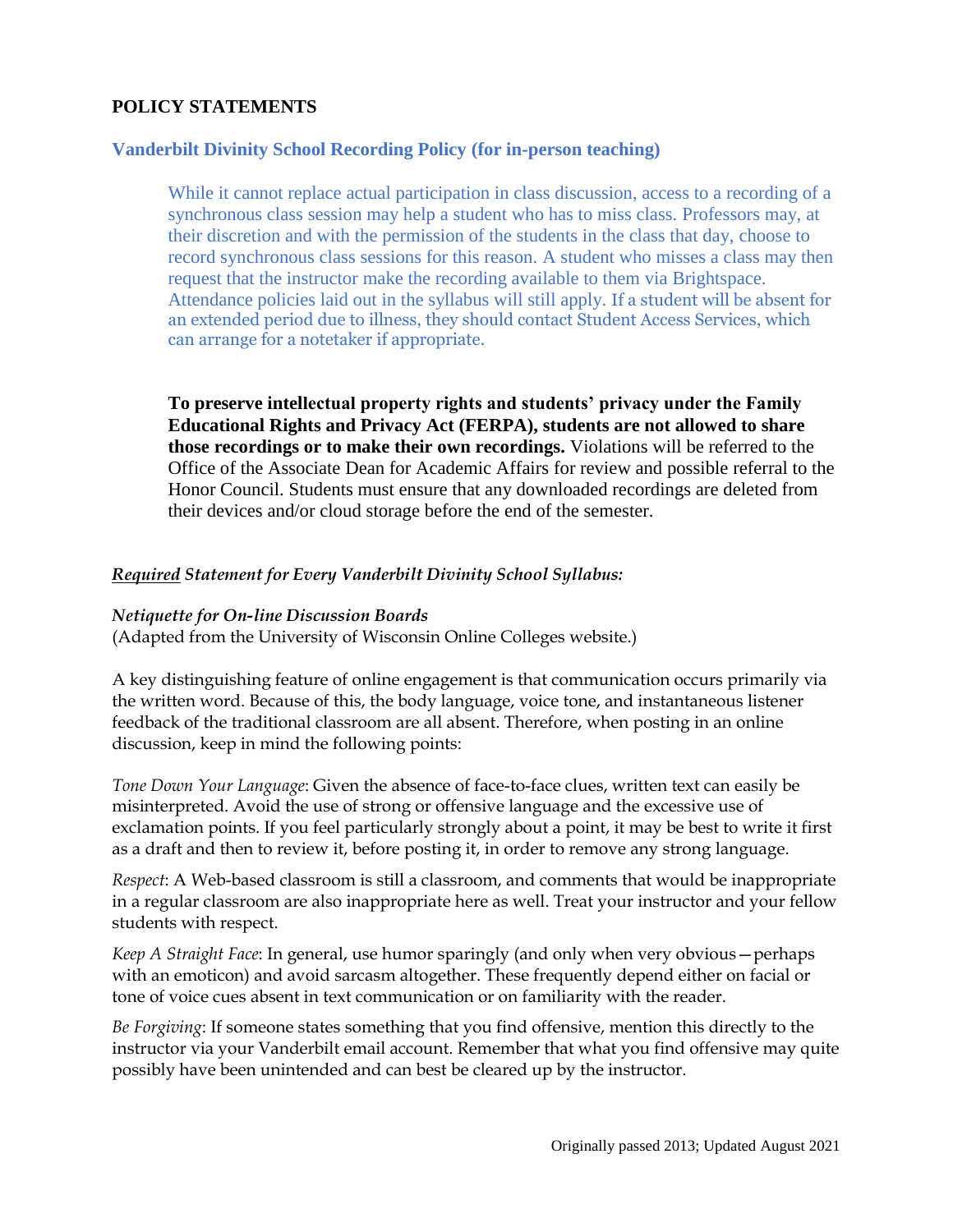## POLICY STATEMENTS

### Vanderbilt Divinity School Recording Policy (for in-person teaching)

While it cannot replace actual participation in class discussion, access to a recording of a synchronous class session may help a student who has to miss class. Professors may, at their discretion and with the permission of the students in the class that day, choose to record synchronous class sessions for this reason. A student who misses a class may then request that the instructor make the recording available to them via Brightspace. Attendance policies laid out in the syllabus will still apply. If a student will be absent for an extended period due to illness, they should contact Student Access Services, which can arrange for a notetaker if appropriate.

**To preserve intellectual property rights and students' privacy under the Family Educational Rights and Privacy Act (FERPA), students are not allowed to share those recordings or to make their own recordings.** Violations will be referred to the Office of the Associate Dean for Academic Affairs for review and possible referral to the Honor Council. Students must ensure that any downloaded recordings are deleted from their devices and/or cloud storage before the end of the semester.

***Required* Statement for Every Vanderbilt Divinity School Syllabus:**

***Netiquette for On-line Discussion Boards***
(Adapted from the University of Wisconsin Online Colleges website.)

A key distinguishing feature of online engagement is that communication occurs primarily via the written word. Because of this, the body language, voice tone, and instantaneous listener feedback of the traditional classroom are all absent. Therefore, when posting in an online discussion, keep in mind the following points:

*Tone Down Your Language*: Given the absence of face-to-face clues, written text can easily be misinterpreted. Avoid the use of strong or offensive language and the excessive use of exclamation points. If you feel particularly strongly about a point, it may be best to write it first as a draft and then to review it, before posting it, in order to remove any strong language.

*Respect*: A Web-based classroom is still a classroom, and comments that would be inappropriate in a regular classroom are also inappropriate here as well. Treat your instructor and your fellow students with respect.

*Keep A Straight Face*: In general, use humor sparingly (and only when very obvious—perhaps with an emoticon) and avoid sarcasm altogether. These frequently depend either on facial or tone of voice cues absent in text communication or on familiarity with the reader.

*Be Forgiving*: If someone states something that you find offensive, mention this directly to the instructor via your Vanderbilt email account. Remember that what you find offensive may quite possibly have been unintended and can best be cleared up by the instructor.

Originally passed 2013; Updated August 2021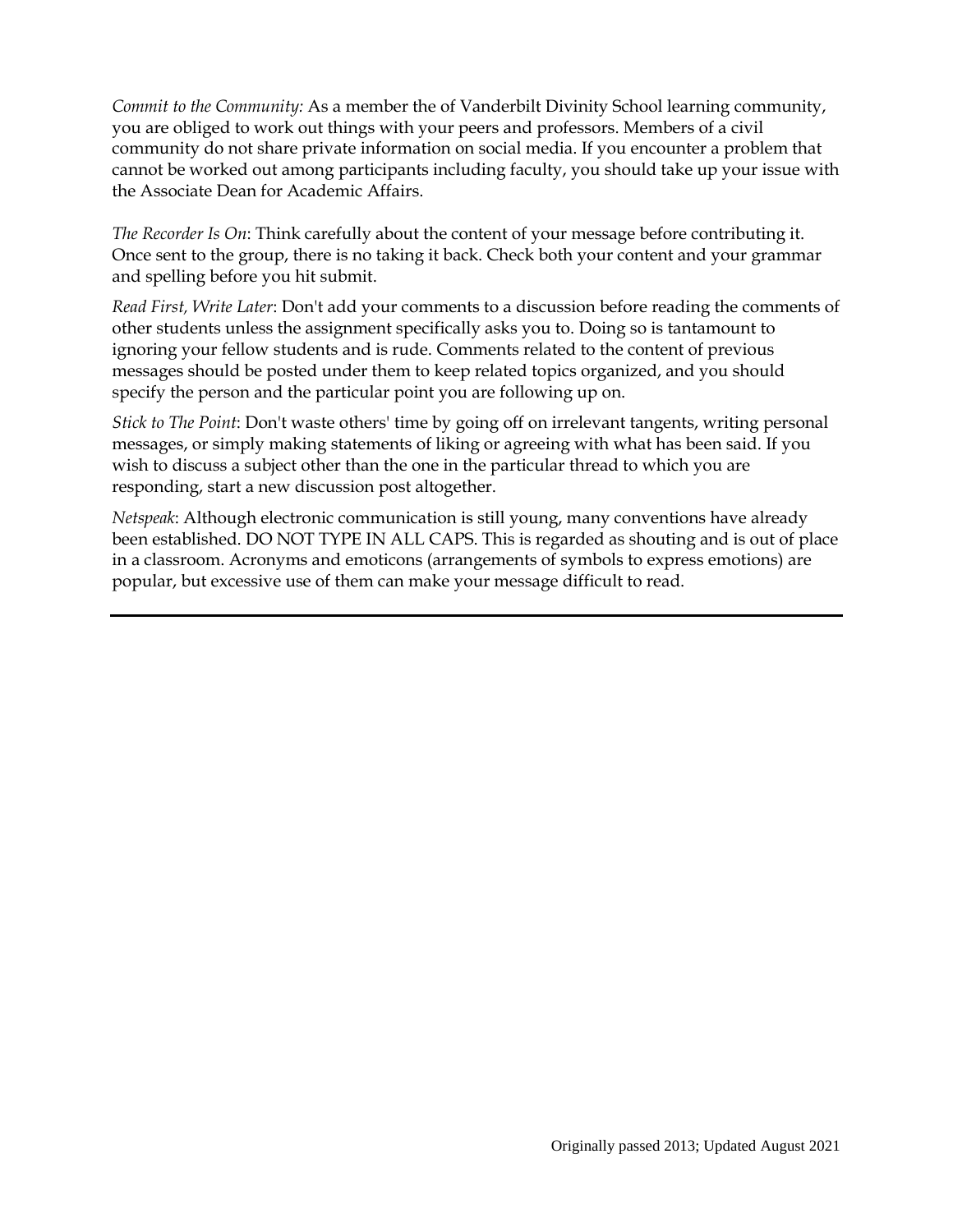*Commit to the Community:* As a member the of Vanderbilt Divinity School learning community, you are obliged to work out things with your peers and professors. Members of a civil community do not share private information on social media. If you encounter a problem that cannot be worked out among participants including faculty, you should take up your issue with the Associate Dean for Academic Affairs.

*The Recorder Is On*: Think carefully about the content of your message before contributing it. Once sent to the group, there is no taking it back. Check both your content and your grammar and spelling before you hit submit.

*Read First, Write Later*: Don't add your comments to a discussion before reading the comments of other students unless the assignment specifically asks you to. Doing so is tantamount to ignoring your fellow students and is rude. Comments related to the content of previous messages should be posted under them to keep related topics organized, and you should specify the person and the particular point you are following up on.

*Stick to The Point*: Don't waste others' time by going off on irrelevant tangents, writing personal messages, or simply making statements of liking or agreeing with what has been said. If you wish to discuss a subject other than the one in the particular thread to which you are responding, start a new discussion post altogether.

*Netspeak*: Although electronic communication is still young, many conventions have already been established. DO NOT TYPE IN ALL CAPS. This is regarded as shouting and is out of place in a classroom. Acronyms and emoticons (arrangements of symbols to express emotions) are popular, but excessive use of them can make your message difficult to read.

---

Originally passed 2013; Updated August 2021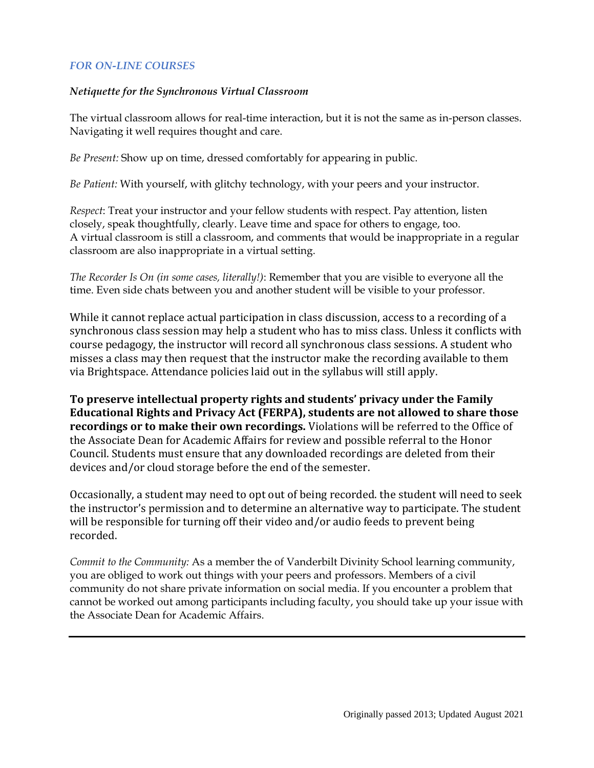### *FOR ON-LINE COURSES*

***Netiquette for the Synchronous Virtual Classroom***

The virtual classroom allows for real-time interaction, but it is not the same as in-person classes. Navigating it well requires thought and care.

*Be Present:* Show up on time, dressed comfortably for appearing in public.

*Be Patient:* With yourself, with glitchy technology, with your peers and your instructor.

*Respect*: Treat your instructor and your fellow students with respect. Pay attention, listen closely, speak thoughtfully, clearly. Leave time and space for others to engage, too. A virtual classroom is still a classroom, and comments that would be inappropriate in a regular classroom are also inappropriate in a virtual setting.

*The Recorder Is On (in some cases, literally!)*: Remember that you are visible to everyone all the time. Even side chats between you and another student will be visible to your professor.

While it cannot replace actual participation in class discussion, access to a recording of a synchronous class session may help a student who has to miss class. Unless it conflicts with course pedagogy, the instructor will record all synchronous class sessions. A student who misses a class may then request that the instructor make the recording available to them via Brightspace. Attendance policies laid out in the syllabus will still apply.

**To preserve intellectual property rights and students' privacy under the Family Educational Rights and Privacy Act (FERPA), students are not allowed to share those recordings or to make their own recordings.** Violations will be referred to the Office of the Associate Dean for Academic Affairs for review and possible referral to the Honor Council. Students must ensure that any downloaded recordings are deleted from their devices and/or cloud storage before the end of the semester.

Occasionally, a student may need to opt out of being recorded. the student will need to seek the instructor's permission and to determine an alternative way to participate. The student will be responsible for turning off their video and/or audio feeds to prevent being recorded.

*Commit to the Community:* As a member the of Vanderbilt Divinity School learning community, you are obliged to work out things with your peers and professors. Members of a civil community do not share private information on social media. If you encounter a problem that cannot be worked out among participants including faculty, you should take up your issue with the Associate Dean for Academic Affairs.

---

Originally passed 2013; Updated August 2021